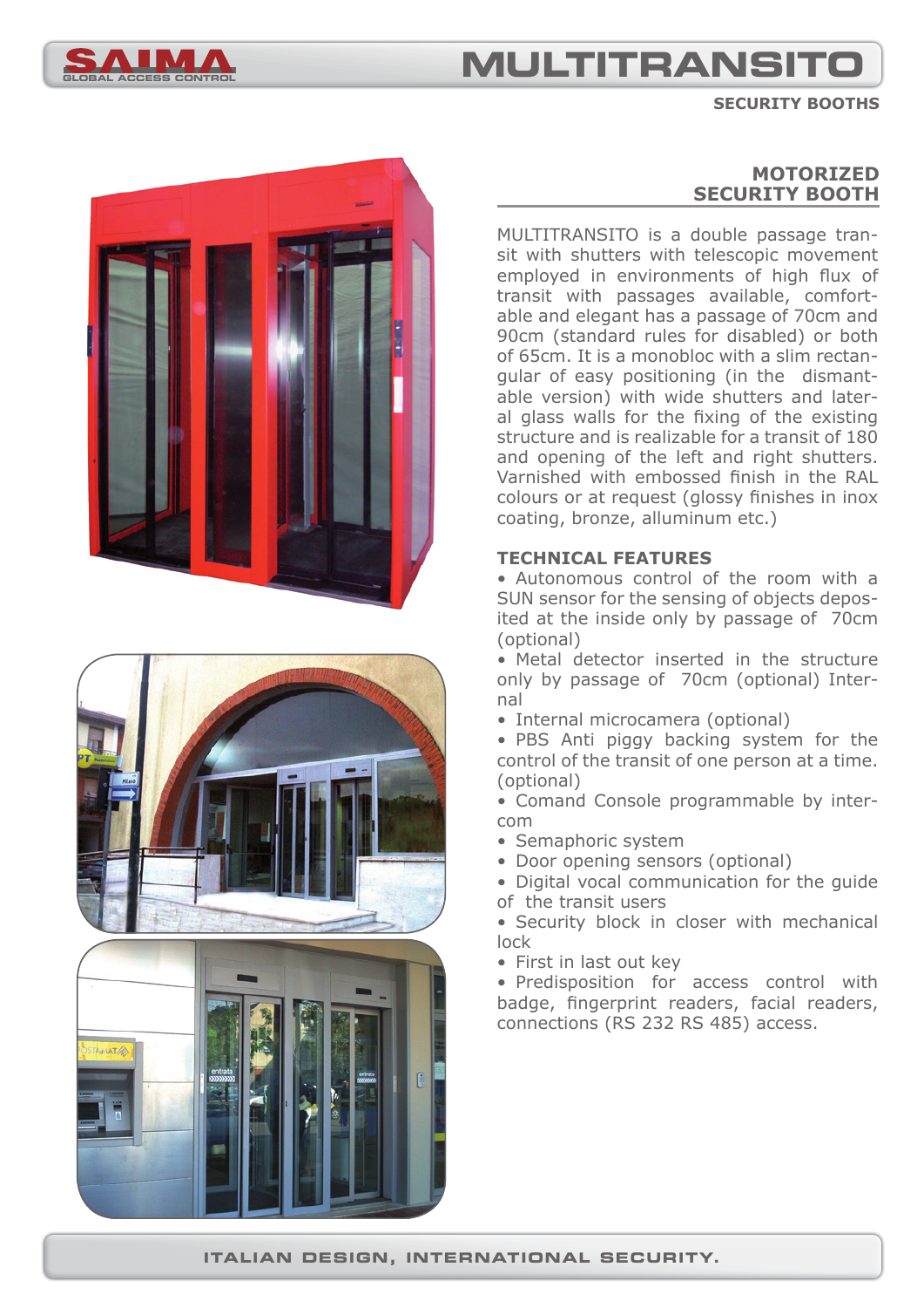# MULTITRANSITO

SECURITY BOOTHS

## MOTORIZED SECURITY BOOTH

MULTITRANSITO is a double passage transit with shutters with telescopic movement employed in environments of high flux of transit with passages available, comfortable and elegant has a passage of 70cm and 90cm (standard rules for disabled) or both of 65cm. It is a monobloc with a slim rectangular of easy positioning (in the dismantable version) with wide shutters and lateral glass walls for the fixing of the existing structure and is realizable for a transit of 180 and opening of the left and right shutters. Varnished with embossed finish in the RAL colours or at request (glossy finishes in inox coating, bronze, alluminum etc.)

### TECHNICAL FEATURES

- Autonomous control of the room with a SUN sensor for the sensing of objects deposited at the inside only by passage of 70cm (optional)
- Metal detector inserted in the structure only by passage of 70cm (optional) Internal
- Internal microcamera (optional)
- PBS Anti piggy backing system for the control of the transit of one person at a time. (optional)
- Comand Console programmable by intercom
- Semaphoric system
- Door opening sensors (optional)
- Digital vocal communication for the guide of the transit users
- Security block in closer with mechanical lock
- First in last out key
- Predisposition for access control with badge, fingerprint readers, facial readers, connections (RS 232 RS 485) access.

ITALIAN DESIGN, INTERNATIONAL SECURITY.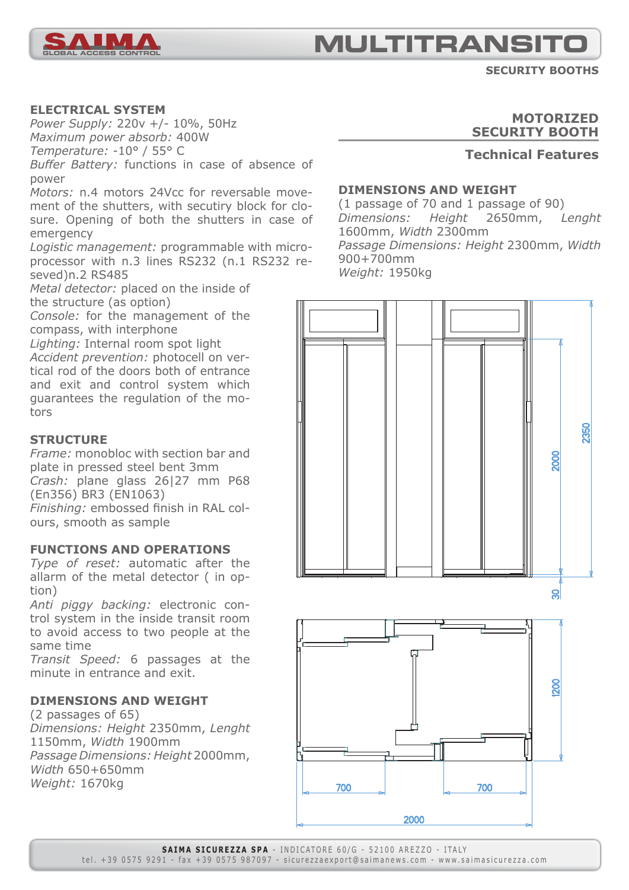# MULTITRANSITO

SECURITY BOOTHS

## MOTORIZED SECURITY BOOTH

### Technical Features

### ELECTRICAL SYSTEM

*Power Supply:* 220v +/- 10%, 50Hz
*Maximum power absorb:* 400W
*Temperature:* -10° / 55° C
*Buffer Battery:* functions in case of absence of power
*Motors:* n.4 motors 24Vcc for reversable movement of the shutters, with secutiry block for closure. Opening of both the shutters in case of emergency
*Logistic management:* programmable with microprocessor with n.3 lines RS232 (n.1 RS232 reseved)n.2 RS485
*Metal detector:* placed on the inside of the structure (as option)
*Console:* for the management of the compass, with interphone
*Lighting:* Internal room spot light
*Accident prevention:* photocell on vertical rod of the doors both of entrance and exit and control system which guarantees the regulation of the motors

### STRUCTURE

*Frame:* monobloc with section bar and plate in pressed steel bent 3mm
*Crash:* plane glass 26|27 mm P68 (En356) BR3 (EN1063)
*Finishing:* embossed finish in RAL colours, smooth as sample

### FUNCTIONS AND OPERATIONS

*Type of reset:* automatic after the allarm of the metal detector ( in option)
*Anti piggy backing:* electronic control system in the inside transit room to avoid access to two people at the same time
*Transit Speed:* 6 passages at the minute in entrance and exit.

### DIMENSIONS AND WEIGHT

(2 passages of 65)
*Dimensions: Height* 2350mm, *Lenght* 1150mm, *Width* 1900mm
*Passage Dimensions: Height* 2000mm, *Width* 650+650mm
*Weight:* 1670kg

### DIMENSIONS AND WEIGHT

(1 passage of 70 and 1 passage of 90)
*Dimensions: Height* 2650mm, *Lenght* 1600mm, *Width* 2300mm
*Passage Dimensions: Height* 2300mm, *Width* 900+700mm
*Weight:* 1950kg

2350
2000
30
1200
700
700
2000

**SAIMA SICUREZZA SPA** - INDICATORE 60/G - 52100 AREZZO - ITALY
tel. +39 0575 9291 - fax +39 0575 987097 - sicurezzaexport@saimanews.com - www.saimasicurezza.com